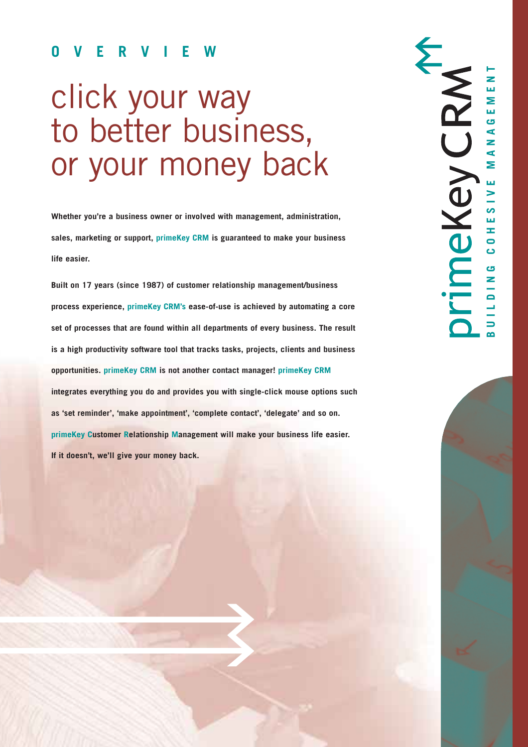## OVERVIEW

# click your way to better business, or your money back

**Whether you're a business owner or involved with management, administration, sales, marketing or support, primeKey CRM is guaranteed to make your business life easier.**

**Built on 17 years (since 1987) of customer relationship management/business process experience, primeKey CRM's ease-of-use is achieved by automating a core set of processes that are found within all departments of every business. The result is a high productivity software tool that tracks tasks, projects, clients and business opportunities. primeKey CRM is not another contact manager! primeKey CRM integrates everything you do and provides you with single-click mouse options such as 'set reminder', 'make appointment', 'complete contact', 'delegate' and so on. primeKey Customer Relationship Management will make your business life easier. If it doesn't, we'll give your money back.**

primeKeyCRM

BUILDING COHESIVE MANAGEMENT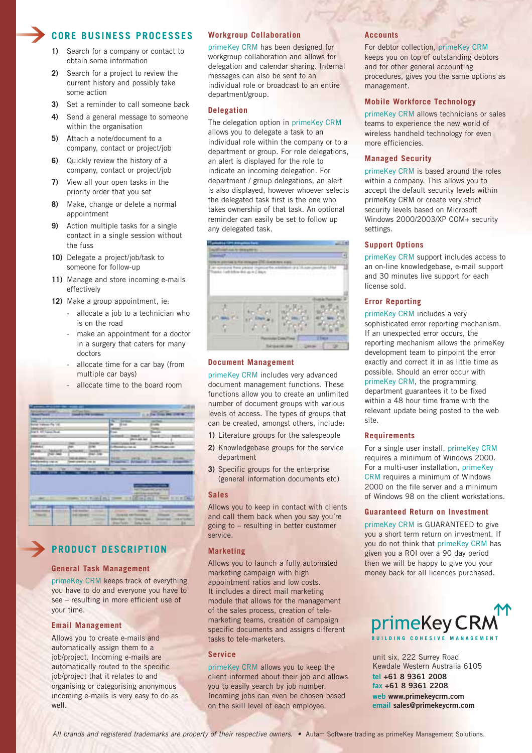## CORE BUSINESS PROCESSES

1) Search for a company or contact to obtain some information
2) Search for a project to review the current history and possibly take some action
3) Set a reminder to call someone back
4) Send a general message to someone within the organisation
5) Attach a note/document to a company, contact or project/job
6) Quickly review the history of a company, contact or project/job
7) View all your open tasks in the priority order that you set
8) Make, change or delete a normal appointment
9) Action multiple tasks for a single contact in a single session without the fuss
10) Delegate a project/job/task to someone for follow-up
11) Manage and store incoming e-mails effectively
12) Make a group appointment, ie:
    - allocate a job to a technician who is on the road
    - make an appointment for a doctor in a surgery that caters for many doctors
    - allocate time for a car bay (from multiple car bays)
    - allocate time to the board room

## PRODUCT DESCRIPTION

### General Task Management

primeKey CRM keeps track of everything you have to do and everyone you have to see – resulting in more efficient use of your time.

### Email Management

Allows you to create e-mails and automatically assign them to a job/project. Incoming e-mails are automatically routed to the specific job/project that it relates to and organising or categorising anonymous incoming e-mails is very easy to do as well.

### Workgroup Collaboration

primeKey CRM has been designed for workgroup collaboration and allows for delegation and calendar sharing. Internal messages can also be sent to an individual role or broadcast to an entire department/group.

### Delegation

The delegation option in primeKey CRM allows you to delegate a task to an individual role within the company or to a department or group. For role delegations, an alert is displayed for the role to indicate an incoming delegation. For department / group delegations, an alert is also displayed, however whoever selects the delegated task first is the one who takes ownership of that task. An optional reminder can easily be set to follow up any delegated task.

### Document Management

primeKey CRM includes very advanced document management functions. These functions allow you to create an unlimited number of document groups with various levels of access. The types of groups that can be created, amongst others, include:

1) Literature groups for the salespeople
2) Knowledgebase groups for the service department
3) Specific groups for the enterprise (general information documents etc)

### Sales

Allows you to keep in contact with clients and call them back when you say you're going to – resulting in better customer service.

### Marketing

Allows you to launch a fully automated marketing campaign with high appointment ratios and low costs. It includes a direct mail marketing module that allows for the management of the sales process, creation of tele-marketing teams, creation of campaign specific documents and assigns different tasks to tele-marketers.

### Service

primeKey CRM allows you to keep the client informed about their job and allows you to easily search by job number. Incoming jobs can even be chosen based on the skill level of each employee.

### Accounts

For debtor collection, primeKey CRM keeps you on top of outstanding debtors and for other general accounting procedures, gives you the same options as management.

### Mobile Workforce Technology

primeKey CRM allows technicians or sales teams to experience the new world of wireless handheld technology for even more efficiencies.

### Managed Security

primeKey CRM is based around the roles within a company. This allows you to accept the default security levels within primeKey CRM or create very strict security levels based on Microsoft Windows 2000/2003/XP COM+ security settings.

### Support Options

primeKey CRM support includes access to an on-line knowledgebase, e-mail support and 30 minutes live support for each license sold.

### Error Reporting

primeKey CRM includes a very sophisticated error reporting mechanism. If an unexpected error occurs, the reporting mechanism allows the primeKey development team to pinpoint the error exactly and correct it in as little time as possible. Should an error occur with primeKey CRM, the programming department guarantees it to be fixed within a 48 hour time frame with the relevant update being posted to the web site.

### Requirements

For a single user install, primeKey CRM requires a minimum of Windows 2000. For a multi-user installation, primeKey CRM requires a minimum of Windows 2000 on the file server and a minimum of Windows 98 on the client workstations.

### Guaranteed Return on Investment

primeKey CRM is GUARANTEED to give you a short term return on investment. If you do not think that primeKey CRM has given you a ROI over a 90 day period then we will be happy to give you your money back for all licences purchased.

primeKey CRM
BUILDING COHESIVE MANAGEMENT

unit six, 222 Surrey Road
Kewdale Western Australia 6105
**tel** +61 8 9361 2008
**fax** +61 8 9361 2208
**web** www.primekeycrm.com
**email** sales@primekeycrm.com

*All brands and registered trademarks are property of their respective owners.* • Autam Software trading as primeKey Management Solutions.